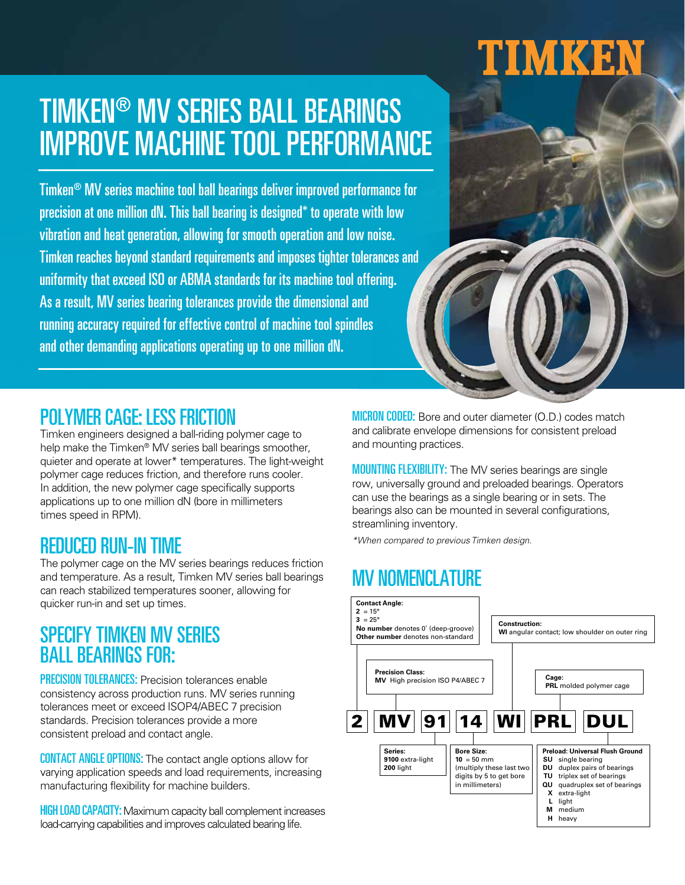TIMKEN

# TIMKEN® MV SERIES BALL BEARINGS IMPROVE MACHINE TOOL PERFORMANCE

Timken® MV series machine tool ball bearings deliver improved performance for precision at one million dN. This ball bearing is designed* to operate with low vibration and heat generation, allowing for smooth operation and low noise. Timken reaches beyond standard requirements and imposes tighter tolerances and uniformity that exceed ISO or ABMA standards for its machine tool offering. As a result, MV series bearing tolerances provide the dimensional and running accuracy required for effective control of machine tool spindles and other demanding applications operating up to one million dN.

## POLYMER CAGE: LESS FRICTION

Timken engineers designed a ball-riding polymer cage to help make the Timken® MV series ball bearings smoother, quieter and operate at lower* temperatures. The light-weight polymer cage reduces friction, and therefore runs cooler. In addition, the new polymer cage specifically supports applications up to one million dN (bore in millimeters times speed in RPM).

## REDUCED RUN-IN TIME

The polymer cage on the MV series bearings reduces friction and temperature. As a result, Timken MV series ball bearings can reach stabilized temperatures sooner, allowing for quicker run-in and set up times.

## SPECIFY TIMKEN MV SERIES BALL BEARINGS FOR:

**PRECISION TOLERANCES:** Precision tolerances enable consistency across production runs. MV series running tolerances meet or exceed ISOP4/ABEC 7 precision standards. Precision tolerances provide a more consistent preload and contact angle.

**CONTACT ANGLE OPTIONS:** The contact angle options allow for varying application speeds and load requirements, increasing manufacturing flexibility for machine builders.

**HIGH LOAD CAPACITY:** Maximum capacity ball complement increases load-carrying capabilities and improves calculated bearing life.

**MICRON CODED:** Bore and outer diameter (O.D.) codes match and calibrate envelope dimensions for consistent preload and mounting practices.

**MOUNTING FLEXIBILITY:** The MV series bearings are single row, universally ground and preloaded bearings. Operators can use the bearings as a single bearing or in sets. The bearings also can be mounted in several configurations, streamlining inventory.

*\*When compared to previous Timken design.*

## MV NOMENCLATURE

**2 | MV | 91 | 14 | WI | PRL | DUL**

**Contact Angle:**
**2** = 15°
**3** = 25°
**No number** denotes 0° (deep-groove)
**Other number** denotes non-standard

**Precision Class:**
**MV** High precision ISO P4/ABEC 7

**Series:**
**9100** extra-light
**200** light

**Bore Size:**
**10** = 50 mm
(multiply these last two digits by 5 to get bore in millimeters)

**Construction:**
**WI** angular contact; low shoulder on outer ring

**Cage:**
**PRL** molded polymer cage

**Preload: Universal Flush Ground**
**SU** single bearing
**DU** duplex pairs of bearings
**TU** triplex set of bearings
**QU** quadruplex set of bearings
**X** extra-light
**L** light
**M** medium
**H** heavy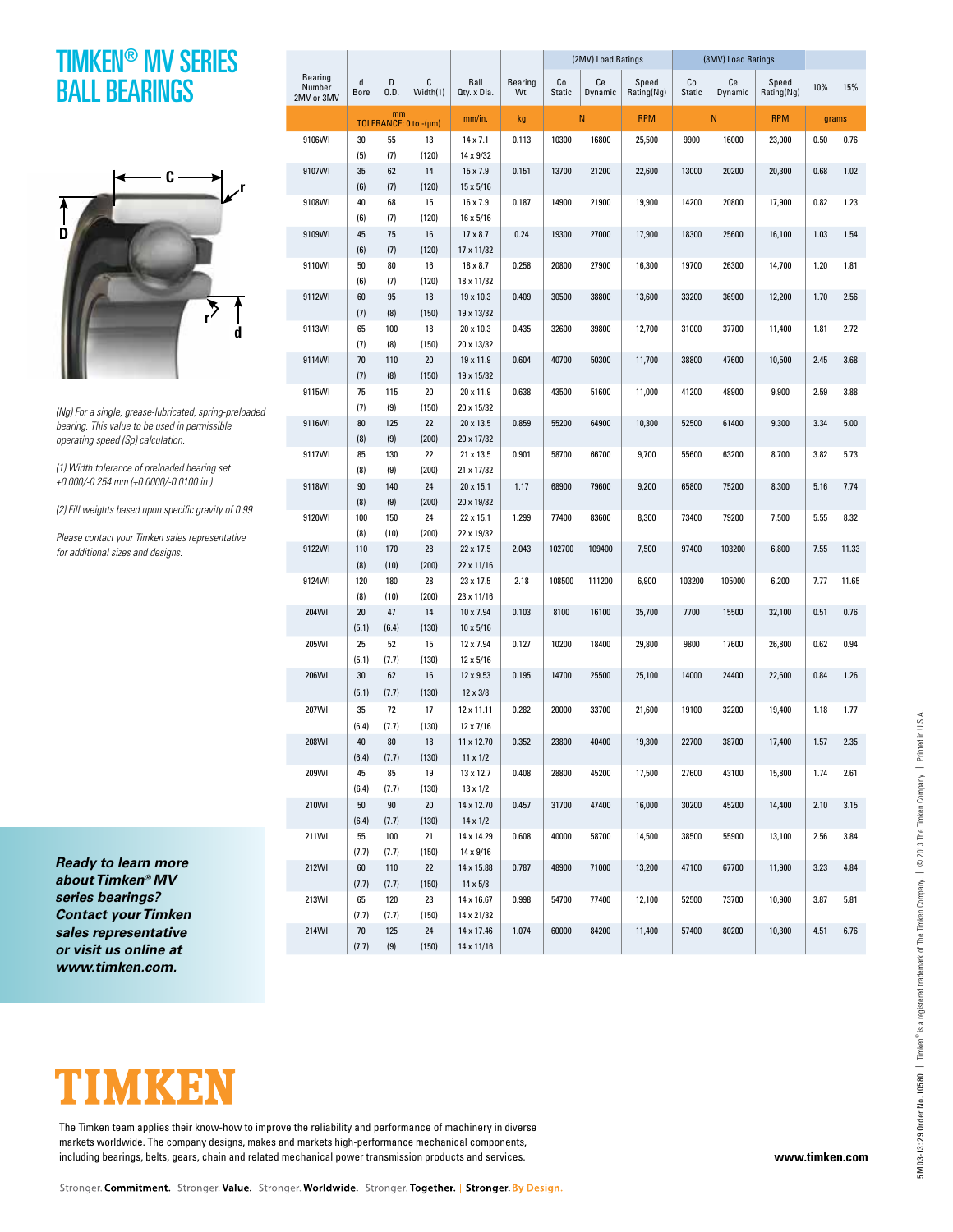# TIMKEN® MV SERIES BALL BEARINGS

(Ng) For a single, grease-lubricated, spring-preloaded bearing. This value to be used in permissible operating speed (Sp) calculation.

(1) Width tolerance of preloaded bearing set +0.000/-0.254 mm (+0.0000/-0.0100 in.).

(2) Fill weights based upon specific gravity of 0.99.

Please contact your Timken sales representative for additional sizes and designs.

| Bearing Number 2MV or 3MV | d Bore | D O.D. | C Width(1) | Ball Qty. x Dia. | Bearing Wt. | (2MV) Load Ratings | | | (3MV) Load Ratings | | | | |
|---|---|---|---|---|---|---|---|---|---|---|---|---|---|
| | | | | | | Co Static | Ce Dynamic | Speed Rating(Ng) | Co Static | Ce Dynamic | Speed Rating(Ng) | 10% | 15% |
| | mm TOLERANCE: 0 to -(μm) | | | mm/in. | kg | N | | RPM | N | | RPM | grams | |
| 9106WI | 30 (5) | 55 (7) | 13 (120) | 14 x 7.1 / 14 x 9/32 | 0.113 | 10300 | 16800 | 25,500 | 9900 | 16000 | 23,000 | 0.50 | 0.76 |
| 9107WI | 35 (6) | 62 (7) | 14 (120) | 15 x 7.9 / 15 x 5/16 | 0.151 | 13700 | 21200 | 22,600 | 13000 | 20200 | 20,300 | 0.68 | 1.02 |
| 9108WI | 40 (6) | 68 (7) | 15 (120) | 16 x 7.9 / 16 x 5/16 | 0.187 | 14900 | 21900 | 19,900 | 14200 | 20800 | 17,900 | 0.82 | 1.23 |
| 9109WI | 45 (6) | 75 (7) | 16 (120) | 17 x 8.7 / 17 x 11/32 | 0.24 | 19300 | 27000 | 17,900 | 18300 | 25600 | 16,100 | 1.03 | 1.54 |
| 9110WI | 50 (6) | 80 (7) | 16 (120) | 18 x 8.7 / 18 x 11/32 | 0.258 | 20800 | 27900 | 16,300 | 19700 | 26300 | 14,700 | 1.20 | 1.81 |
| 9112WI | 60 (7) | 95 (8) | 18 (150) | 19 x 10.3 / 19 x 13/32 | 0.409 | 30500 | 38800 | 13,600 | 33200 | 36900 | 12,200 | 1.70 | 2.56 |
| 9113WI | 65 (7) | 100 (8) | 18 (150) | 20 x 10.3 / 20 x 13/32 | 0.435 | 32600 | 39800 | 12,700 | 31000 | 37700 | 11,400 | 1.81 | 2.72 |
| 9114WI | 70 (7) | 110 (8) | 20 (150) | 19 x 11.9 / 19 x 15/32 | 0.604 | 40700 | 50300 | 11,700 | 38800 | 47600 | 10,500 | 2.45 | 3.68 |
| 9115WI | 75 (7) | 115 (9) | 20 (150) | 20 x 11.9 / 20 x 15/32 | 0.638 | 43500 | 51600 | 11,000 | 41200 | 48900 | 9,900 | 2.59 | 3.88 |
| 9116WI | 80 (8) | 125 (9) | 22 (200) | 20 x 13.5 / 20 x 17/32 | 0.859 | 55200 | 64900 | 10,300 | 52500 | 61400 | 9,300 | 3.34 | 5.00 |
| 9117WI | 85 (8) | 130 (9) | 22 (200) | 21 x 13.5 / 21 x 17/32 | 0.901 | 58700 | 66700 | 9,700 | 55600 | 63200 | 8,700 | 3.82 | 5.73 |
| 9118WI | 90 (8) | 140 (9) | 24 (200) | 20 x 15.1 / 20 x 19/32 | 1.17 | 68900 | 79600 | 9,200 | 65800 | 75200 | 8,300 | 5.16 | 7.74 |
| 9120WI | 100 (8) | 150 (10) | 24 (200) | 22 x 15.1 / 22 x 19/32 | 1.299 | 77400 | 83600 | 8,300 | 73400 | 79200 | 7,500 | 5.55 | 8.32 |
| 9122WI | 110 (8) | 170 (10) | 28 (200) | 22 x 17.5 / 22 x 11/16 | 2.043 | 102700 | 109400 | 7,500 | 97400 | 103200 | 6,800 | 7.55 | 11.33 |
| 9124WI | 120 (8) | 180 (10) | 28 (200) | 23 x 17.5 / 23 x 11/16 | 2.18 | 108500 | 111200 | 6,900 | 103200 | 105000 | 6,200 | 7.77 | 11.65 |
| 204WI | 20 (5.1) | 47 (6.4) | 14 (130) | 10 x 7.94 / 10 x 5/16 | 0.103 | 8100 | 16100 | 35,700 | 7700 | 15500 | 32,100 | 0.51 | 0.76 |
| 205WI | 25 (5.1) | 52 (7.7) | 15 (130) | 12 x 7.94 / 12 x 5/16 | 0.127 | 10200 | 18400 | 29,800 | 9800 | 17600 | 26,800 | 0.62 | 0.94 |
| 206WI | 30 (5.1) | 62 (7.7) | 16 (130) | 12 x 9.53 / 12 x 3/8 | 0.195 | 14700 | 25500 | 25,100 | 14000 | 24400 | 22,600 | 0.84 | 1.26 |
| 207WI | 35 (6.4) | 72 (7.7) | 17 (130) | 12 x 11.11 / 12 x 7/16 | 0.282 | 20000 | 33700 | 21,600 | 19100 | 32200 | 19,400 | 1.18 | 1.77 |
| 208WI | 40 (6.4) | 80 (7.7) | 18 (130) | 11 x 12.70 / 11 x 1/2 | 0.352 | 23800 | 40400 | 19,300 | 22700 | 38700 | 17,400 | 1.57 | 2.35 |
| 209WI | 45 (6.4) | 85 (7.7) | 19 (130) | 13 x 12.7 / 13 x 1/2 | 0.408 | 28800 | 45200 | 17,500 | 27600 | 43100 | 15,800 | 1.74 | 2.61 |
| 210WI | 50 (6.4) | 90 (7.7) | 20 (130) | 14 x 12.70 / 14 x 1/2 | 0.457 | 31700 | 47400 | 16,000 | 30200 | 45200 | 14,400 | 2.10 | 3.15 |
| 211WI | 55 (7.7) | 100 (7.7) | 21 (150) | 14 x 14.29 / 14 x 9/16 | 0.608 | 40000 | 58700 | 14,500 | 38500 | 55900 | 13,100 | 2.56 | 3.84 |
| 212WI | 60 (7.7) | 110 (7.7) | 22 (150) | 14 x 15.88 / 14 x 5/8 | 0.787 | 48900 | 71000 | 13,200 | 47100 | 67700 | 11,900 | 3.23 | 4.84 |
| 213WI | 65 (7.7) | 120 (7.7) | 23 (150) | 14 x 16.67 / 14 x 21/32 | 0.998 | 54700 | 77400 | 12,100 | 52500 | 73700 | 10,900 | 3.87 | 5.81 |
| 214WI | 70 (7.7) | 125 (9) | 24 (150) | 14 x 17.46 / 14 x 11/16 | 1.074 | 60000 | 84200 | 11,400 | 57400 | 80200 | 10,300 | 4.51 | 6.76 |

***Ready to learn more about Timken® MV series bearings? Contact your Timken sales representative or visit us online at www.timken.com.***

**TIMKEN**

The Timken team applies their know-how to improve the reliability and performance of machinery in diverse markets worldwide. The company designs, makes and markets high-performance mechanical components, including bearings, belts, gears, chain and related mechanical power transmission products and services.

**www.timken.com**

Stronger. **Commitment.** Stronger. **Value.** Stronger. **Worldwide.** Stronger. **Together.** | **Stronger. By Design.**

5M 03-13 :29 Order No. 10580 | Timken® is a registered trademark of The Timken Company. | © 2013 The Timken Company | Printed in U.S.A.